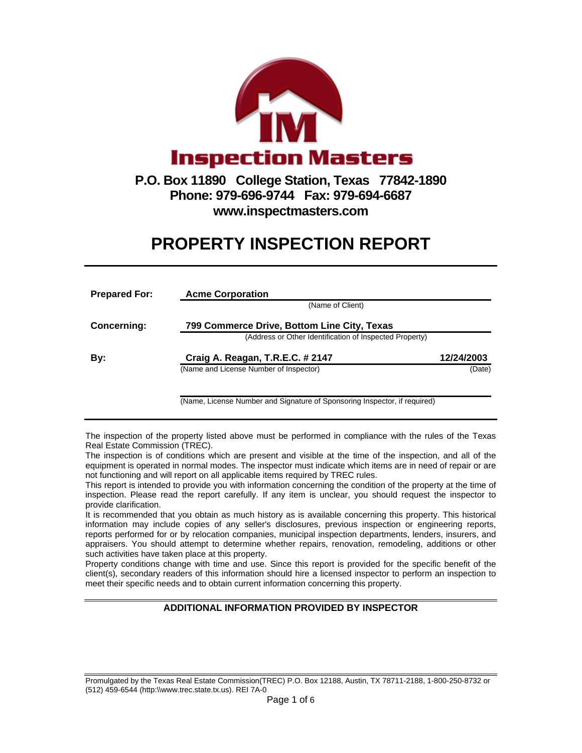**Inspection Masters**

**P.O. Box 11890 College Station, Texas 77842-1890**
**Phone: 979-696-9744 Fax: 979-694-6687**
**www.inspectmasters.com**

# PROPERTY INSPECTION REPORT

**Prepared For:** **Acme Corporation**
(Name of Client)

**Concerning:** **799 Commerce Drive, Bottom Line City, Texas**
(Address or Other Identification of Inspected Property)

**By:** **Craig A. Reagan, T.R.E.C. # 2147** **12/24/2003**
(Name and License Number of Inspector) (Date)

(Name, License Number and Signature of Sponsoring Inspector, if required)

The inspection of the property listed above must be performed in compliance with the rules of the Texas Real Estate Commission (TREC).

The inspection is of conditions which are present and visible at the time of the inspection, and all of the equipment is operated in normal modes. The inspector must indicate which items are in need of repair or are not functioning and will report on all applicable items required by TREC rules.

This report is intended to provide you with information concerning the condition of the property at the time of inspection. Please read the report carefully. If any item is unclear, you should request the inspector to provide clarification.

It is recommended that you obtain as much history as is available concerning this property. This historical information may include copies of any seller's disclosures, previous inspection or engineering reports, reports performed for or by relocation companies, municipal inspection departments, lenders, insurers, and appraisers. You should attempt to determine whether repairs, renovation, remodeling, additions or other such activities have taken place at this property.

Property conditions change with time and use. Since this report is provided for the specific benefit of the client(s), secondary readers of this information should hire a licensed inspector to perform an inspection to meet their specific needs and to obtain current information concerning this property.

## ADDITIONAL INFORMATION PROVIDED BY INSPECTOR

Promulgated by the Texas Real Estate Commission(TREC) P.O. Box 12188, Austin, TX 78711-2188, 1-800-250-8732 or (512) 459-6544 (http:\\www.trec.state.tx.us). REI 7A-0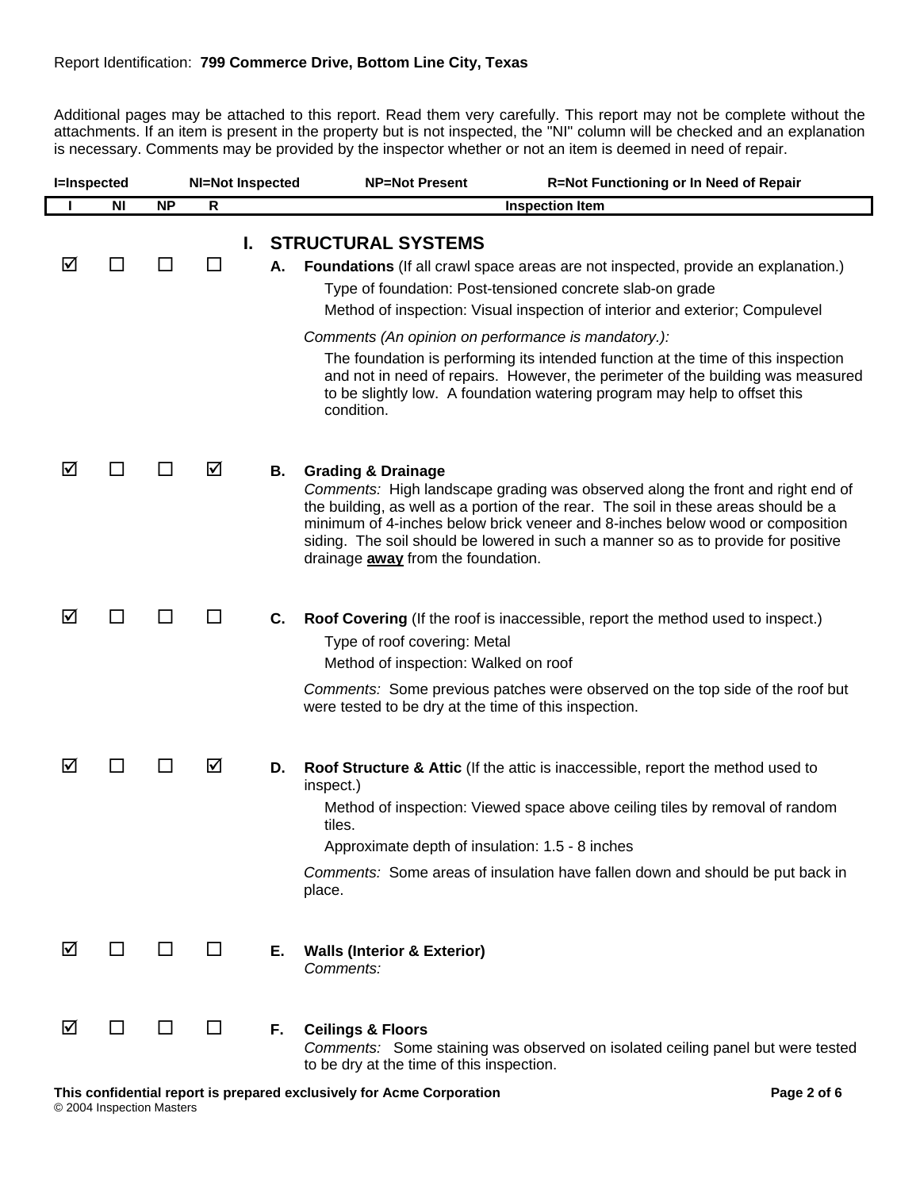Report Identification: **799 Commerce Drive, Bottom Line City, Texas**

Additional pages may be attached to this report. Read them very carefully. This report may not be complete without the attachments. If an item is present in the property but is not inspected, the "NI" column will be checked and an explanation is necessary. Comments may be provided by the inspector whether or not an item is deemed in need of repair.

**I=Inspected** **NI=Not Inspected** **NP=Not Present** **R=Not Functioning or In Need of Repair**

| I | NI | NP | R | Inspection Item |
|---|---|---|---|---|
| | | | | **I. STRUCTURAL SYSTEMS** |
| ☑ | ☐ | ☐ | ☐ | **A. Foundations** (If all crawl space areas are not inspected, provide an explanation.)<br>Type of foundation: Post-tensioned concrete slab-on grade<br>Method of inspection: Visual inspection of interior and exterior; Compulevel<br>*Comments (An opinion on performance is mandatory.):*<br>The foundation is performing its intended function at the time of this inspection and not in need of repairs. However, the perimeter of the building was measured to be slightly low. A foundation watering program may help to offset this condition. |
| ☑ | ☐ | ☐ | ☑ | **B. Grading & Drainage**<br>*Comments:* High landscape grading was observed along the front and right end of the building, as well as a portion of the rear. The soil in these areas should be a minimum of 4-inches below brick veneer and 8-inches below wood or composition siding. The soil should be lowered in such a manner so as to provide for positive drainage **away** from the foundation. |
| ☑ | ☐ | ☐ | ☐ | **C. Roof Covering** (If the roof is inaccessible, report the method used to inspect.)<br>Type of roof covering: Metal<br>Method of inspection: Walked on roof<br>*Comments:* Some previous patches were observed on the top side of the roof but were tested to be dry at the time of this inspection. |
| ☑ | ☐ | ☐ | ☑ | **D. Roof Structure & Attic** (If the attic is inaccessible, report the method used to inspect.)<br>Method of inspection: Viewed space above ceiling tiles by removal of random tiles.<br>Approximate depth of insulation: 1.5 - 8 inches<br>*Comments:* Some areas of insulation have fallen down and should be put back in place. |
| ☑ | ☐ | ☐ | ☐ | **E. Walls (Interior & Exterior)**<br>*Comments:* |
| ☑ | ☐ | ☐ | ☐ | **F. Ceilings & Floors**<br>*Comments:* Some staining was observed on isolated ceiling panel but were tested to be dry at the time of this inspection. |

**This confidential report is prepared exclusively for Acme Corporation**

© 2004 Inspection Masters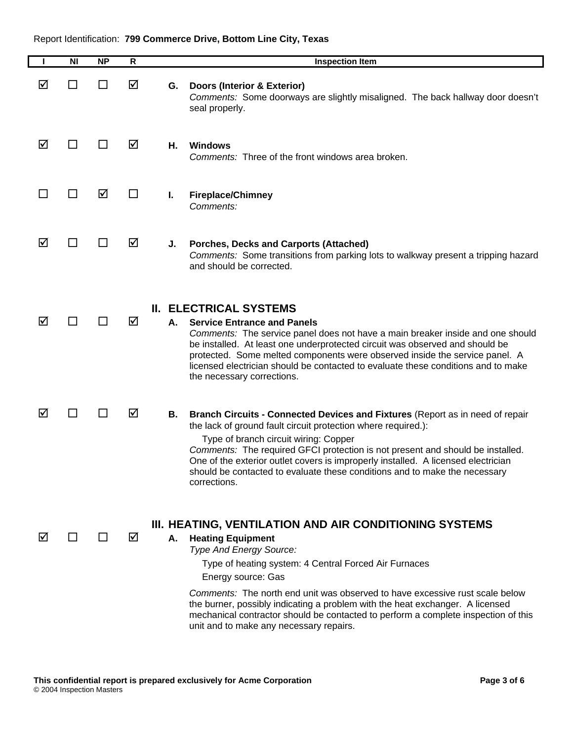Report Identification: **799 Commerce Drive, Bottom Line City, Texas**

| I | NI | NP | R | Inspection Item |
|---|---|---|---|---|
| ☑ | ☐ | ☐ | ☑ | **G. Doors (Interior & Exterior)**<br>*Comments:* Some doorways are slightly misaligned. The back hallway door doesn't seal properly. |
| ☑ | ☐ | ☐ | ☑ | **H. Windows**<br>*Comments:* Three of the front windows area broken. |
| ☐ | ☐ | ☑ | ☐ | **I. Fireplace/Chimney**<br>*Comments:* |
| ☑ | ☐ | ☐ | ☑ | **J. Porches, Decks and Carports (Attached)**<br>*Comments:* Some transitions from parking lots to walkway present a tripping hazard and should be corrected. |
| | | | | **II. ELECTRICAL SYSTEMS** |
| ☑ | ☐ | ☐ | ☑ | **A. Service Entrance and Panels**<br>*Comments:* The service panel does not have a main breaker inside and one should be installed. At least one underprotected circuit was observed and should be protected. Some melted components were observed inside the service panel. A licensed electrician should be contacted to evaluate these conditions and to make the necessary corrections. |
| ☑ | ☐ | ☐ | ☑ | **B. Branch Circuits - Connected Devices and Fixtures** (Report as in need of repair the lack of ground fault circuit protection where required.):<br>Type of branch circuit wiring: Copper<br>*Comments:* The required GFCI protection is not present and should be installed. One of the exterior outlet covers is improperly installed. A licensed electrician should be contacted to evaluate these conditions and to make the necessary corrections. |
| | | | | **III. HEATING, VENTILATION AND AIR CONDITIONING SYSTEMS** |
| ☑ | ☐ | ☐ | ☑ | **A. Heating Equipment**<br>*Type And Energy Source:*<br>Type of heating system: 4 Central Forced Air Furnaces<br>Energy source: Gas<br>*Comments:* The north end unit was observed to have excessive rust scale below the burner, possibly indicating a problem with the heat exchanger. A licensed mechanical contractor should be contacted to perform a complete inspection of this unit and to make any necessary repairs. |

**This confidential report is prepared exclusively for Acme Corporation**
© 2004 Inspection Masters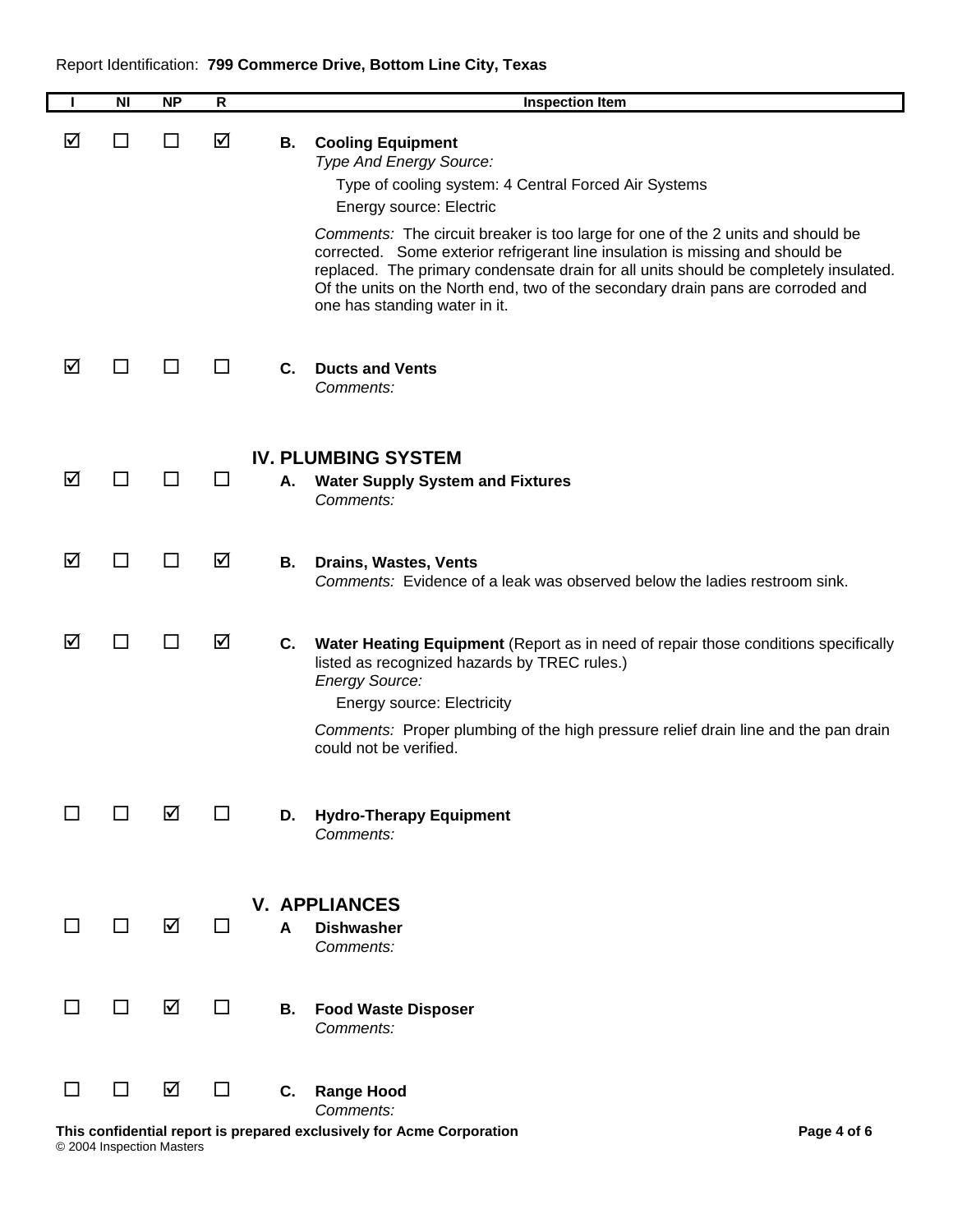Report Identification: **799 Commerce Drive, Bottom Line City, Texas**

| I | NI | NP | R | Inspection Item |
|---|---|---|---|---|
| ☑ | ☐ | ☐ | ☑ | **B. Cooling Equipment** |
| ☑ | ☐ | ☐ | ☐ | **C. Ducts and Vents** |
| ☑ | ☐ | ☐ | ☐ | **IV. A. Water Supply System and Fixtures** |
| ☑ | ☐ | ☐ | ☑ | **IV. B. Drains, Wastes, Vents** |
| ☑ | ☐ | ☐ | ☑ | **IV. C. Water Heating Equipment** |
| ☐ | ☐ | ☑ | ☐ | **IV. D. Hydro-Therapy Equipment** |
| ☐ | ☐ | ☑ | ☐ | **V. A Dishwasher** |
| ☐ | ☐ | ☑ | ☐ | **V. B. Food Waste Disposer** |
| ☐ | ☐ | ☑ | ☐ | **V. C. Range Hood** |

**B. Cooling Equipment**

*Type And Energy Source:*

Type of cooling system: 4 Central Forced Air Systems

Energy source: Electric

*Comments:* The circuit breaker is too large for one of the 2 units and should be corrected. Some exterior refrigerant line insulation is missing and should be replaced. The primary condensate drain for all units should be completely insulated. Of the units on the North end, two of the secondary drain pans are corroded and one has standing water in it.

**C. Ducts and Vents**

*Comments:*

## IV. PLUMBING SYSTEM

**A. Water Supply System and Fixtures**

*Comments:*

**B. Drains, Wastes, Vents**

*Comments:* Evidence of a leak was observed below the ladies restroom sink.

**C. Water Heating Equipment** (Report as in need of repair those conditions specifically listed as recognized hazards by TREC rules.)

*Energy Source:*

Energy source: Electricity

*Comments:* Proper plumbing of the high pressure relief drain line and the pan drain could not be verified.

**D. Hydro-Therapy Equipment**

*Comments:*

## V. APPLIANCES

**A Dishwasher**

*Comments:*

**B. Food Waste Disposer**

*Comments:*

**C. Range Hood**

*Comments:*

**This confidential report is prepared exclusively for Acme Corporation**

© 2004 Inspection Masters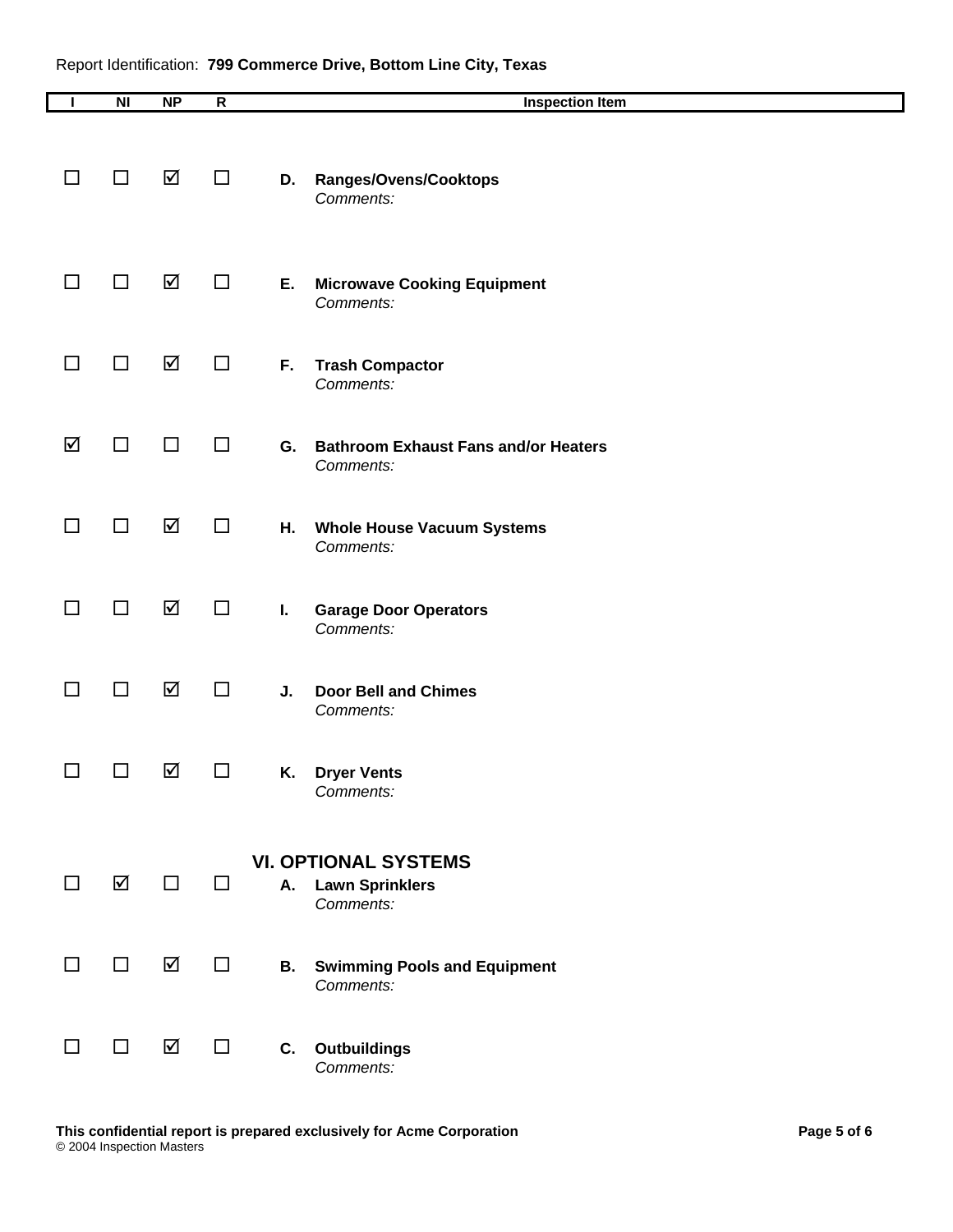Report Identification: **799 Commerce Drive, Bottom Line City, Texas**

| I | NI | NP | R | Inspection Item |
|---|---|---|---|---|
| ☐ | ☐ | ☑ | ☐ | **D. Ranges/Ovens/Cooktops** <br> *Comments:* |
| ☐ | ☐ | ☑ | ☐ | **E. Microwave Cooking Equipment** <br> *Comments:* |
| ☐ | ☐ | ☑ | ☐ | **F. Trash Compactor** <br> *Comments:* |
| ☑ | ☐ | ☐ | ☐ | **G. Bathroom Exhaust Fans and/or Heaters** <br> *Comments:* |
| ☐ | ☐ | ☑ | ☐ | **H. Whole House Vacuum Systems** <br> *Comments:* |
| ☐ | ☐ | ☑ | ☐ | **I. Garage Door Operators** <br> *Comments:* |
| ☐ | ☐ | ☑ | ☐ | **J. Door Bell and Chimes** <br> *Comments:* |
| ☐ | ☐ | ☑ | ☐ | **K. Dryer Vents** <br> *Comments:* |
| | | | | **VI. OPTIONAL SYSTEMS** |
| ☐ | ☑ | ☐ | ☐ | **A. Lawn Sprinklers** <br> *Comments:* |
| ☐ | ☐ | ☑ | ☐ | **B. Swimming Pools and Equipment** <br> *Comments:* |
| ☐ | ☐ | ☑ | ☐ | **C. Outbuildings** <br> *Comments:* |

**This confidential report is prepared exclusively for Acme Corporation**
© 2004 Inspection Masters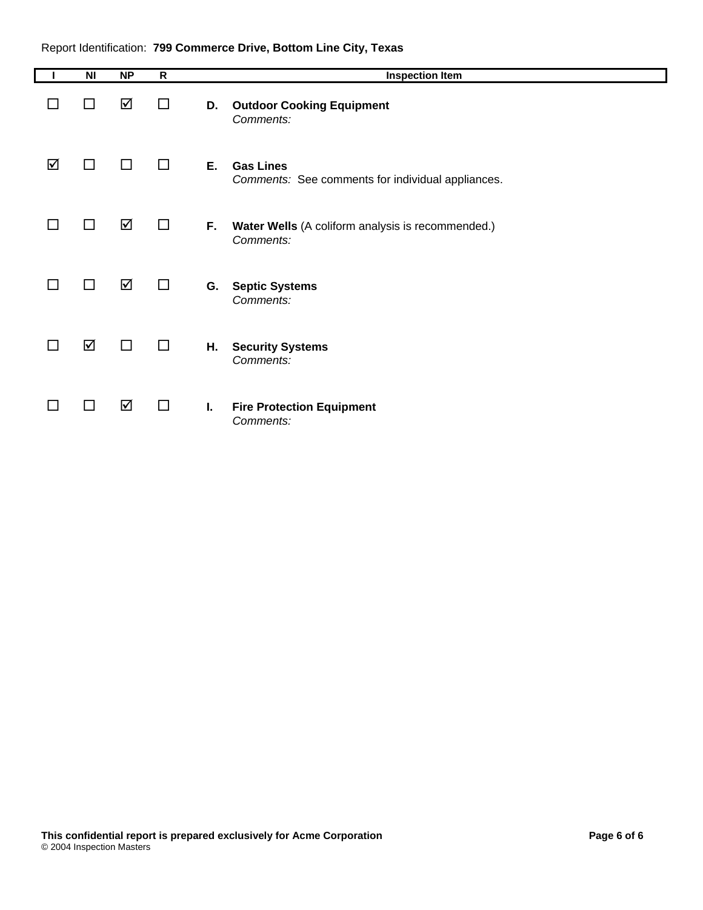Report Identification: **799 Commerce Drive, Bottom Line City, Texas**

| I | NI | NP | R | Inspection Item |
|---|---|---|---|---|
| ☐ | ☐ | ☑ | ☐ | **D. Outdoor Cooking Equipment** *Comments:* |
| ☑ | ☐ | ☐ | ☐ | **E. Gas Lines** *Comments:* See comments for individual appliances. |
| ☐ | ☐ | ☑ | ☐ | **F. Water Wells** (A coliform analysis is recommended.) *Comments:* |
| ☐ | ☐ | ☑ | ☐ | **G. Septic Systems** *Comments:* |
| ☐ | ☑ | ☐ | ☐ | **H. Security Systems** *Comments:* |
| ☐ | ☐ | ☑ | ☐ | **I. Fire Protection Equipment** *Comments:* |

**This confidential report is prepared exclusively for Acme Corporation**

© 2004 Inspection Masters